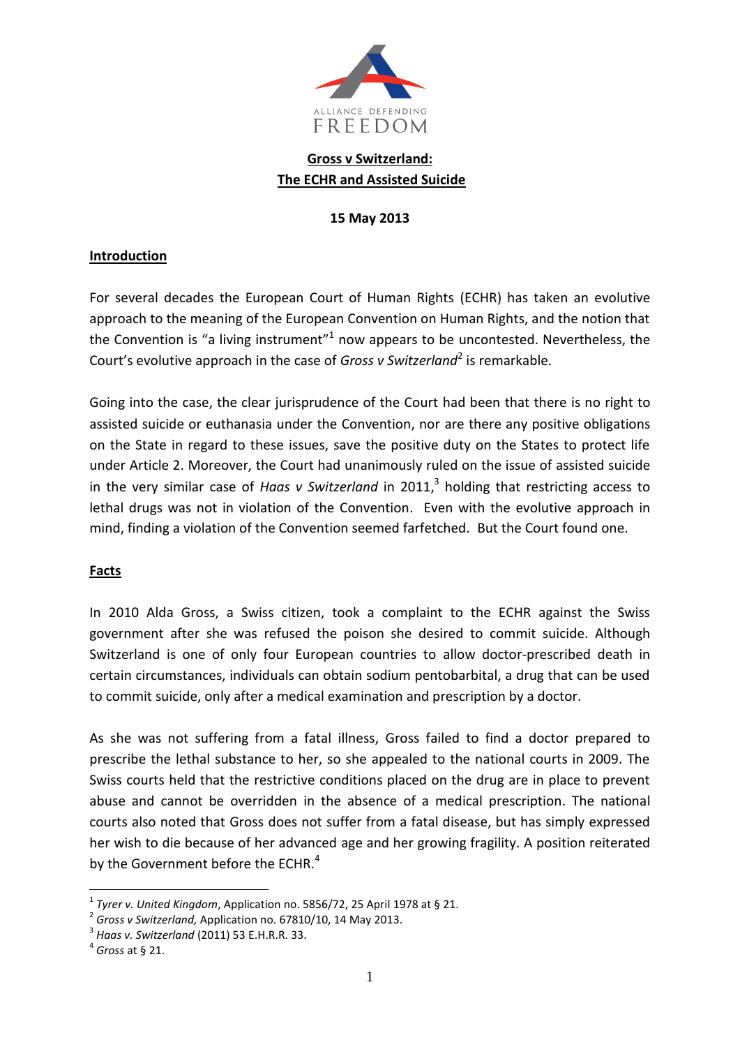ALLIANCE DEFENDING FREEDOM

# Gross v Switzerland: The ECHR and Assisted Suicide

**15 May 2013**

## Introduction

For several decades the European Court of Human Rights (ECHR) has taken an evolutive approach to the meaning of the European Convention on Human Rights, and the notion that the Convention is "a living instrument"[1] now appears to be uncontested. Nevertheless, the Court's evolutive approach in the case of *Gross v Switzerland*[2] is remarkable.

Going into the case, the clear jurisprudence of the Court had been that there is no right to assisted suicide or euthanasia under the Convention, nor are there any positive obligations on the State in regard to these issues, save the positive duty on the States to protect life under Article 2. Moreover, the Court had unanimously ruled on the issue of assisted suicide in the very similar case of *Haas v Switzerland* in 2011,[3] holding that restricting access to lethal drugs was not in violation of the Convention. Even with the evolutive approach in mind, finding a violation of the Convention seemed farfetched. But the Court found one.

## Facts

In 2010 Alda Gross, a Swiss citizen, took a complaint to the ECHR against the Swiss government after she was refused the poison she desired to commit suicide. Although Switzerland is one of only four European countries to allow doctor-prescribed death in certain circumstances, individuals can obtain sodium pentobarbital, a drug that can be used to commit suicide, only after a medical examination and prescription by a doctor.

As she was not suffering from a fatal illness, Gross failed to find a doctor prepared to prescribe the lethal substance to her, so she appealed to the national courts in 2009. The Swiss courts held that the restrictive conditions placed on the drug are in place to prevent abuse and cannot be overridden in the absence of a medical prescription. The national courts also noted that Gross does not suffer from a fatal disease, but has simply expressed her wish to die because of her advanced age and her growing fragility. A position reiterated by the Government before the ECHR.[4]

---

[1] *Tyrer v. United Kingdom*, Application no. 5856/72, 25 April 1978 at § 21.

[2] *Gross v Switzerland,* Application no. 67810/10, 14 May 2013.

[3] *Haas v. Switzerland* (2011) 53 E.H.R.R. 33.

[4] *Gross* at § 21.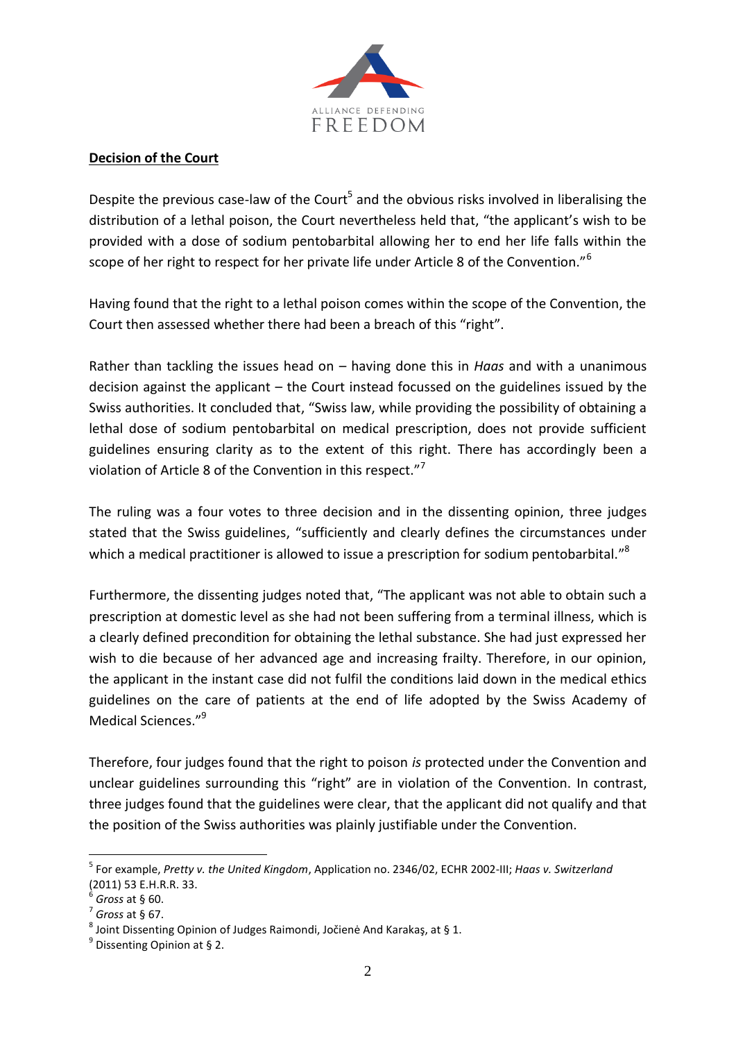**Decision of the Court**

Despite the previous case-law of the Court[5] and the obvious risks involved in liberalising the distribution of a lethal poison, the Court nevertheless held that, "the applicant's wish to be provided with a dose of sodium pentobarbital allowing her to end her life falls within the scope of her right to respect for her private life under Article 8 of the Convention."[6]

Having found that the right to a lethal poison comes within the scope of the Convention, the Court then assessed whether there had been a breach of this "right".

Rather than tackling the issues head on – having done this in *Haas* and with a unanimous decision against the applicant – the Court instead focussed on the guidelines issued by the Swiss authorities. It concluded that, "Swiss law, while providing the possibility of obtaining a lethal dose of sodium pentobarbital on medical prescription, does not provide sufficient guidelines ensuring clarity as to the extent of this right. There has accordingly been a violation of Article 8 of the Convention in this respect."[7]

The ruling was a four votes to three decision and in the dissenting opinion, three judges stated that the Swiss guidelines, "sufficiently and clearly defines the circumstances under which a medical practitioner is allowed to issue a prescription for sodium pentobarbital."[8]

Furthermore, the dissenting judges noted that, "The applicant was not able to obtain such a prescription at domestic level as she had not been suffering from a terminal illness, which is a clearly defined precondition for obtaining the lethal substance. She had just expressed her wish to die because of her advanced age and increasing frailty. Therefore, in our opinion, the applicant in the instant case did not fulfil the conditions laid down in the medical ethics guidelines on the care of patients at the end of life adopted by the Swiss Academy of Medical Sciences."[9]

Therefore, four judges found that the right to poison *is* protected under the Convention and unclear guidelines surrounding this "right" are in violation of the Convention. In contrast, three judges found that the guidelines were clear, that the applicant did not qualify and that the position of the Swiss authorities was plainly justifiable under the Convention.

---

[5] For example, *Pretty v. the United Kingdom*, Application no. 2346/02, ECHR 2002-III; *Haas v. Switzerland* (2011) 53 E.H.R.R. 33.

[6] *Gross* at § 60.

[7] *Gross* at § 67.

[8] Joint Dissenting Opinion of Judges Raimondi, Jočienė And Karakaş, at § 1.

[9] Dissenting Opinion at § 2.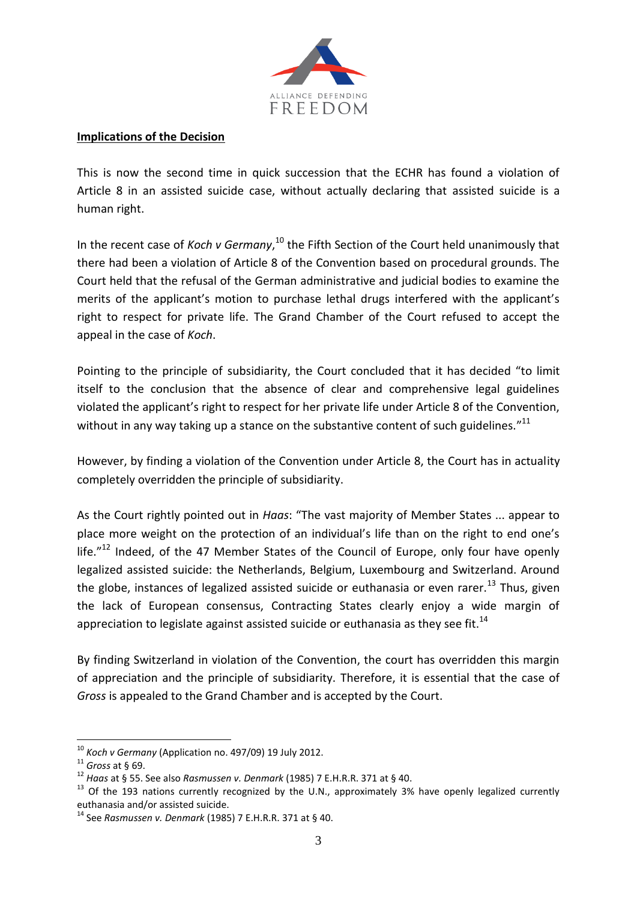**Implications of the Decision**

This is now the second time in quick succession that the ECHR has found a violation of Article 8 in an assisted suicide case, without actually declaring that assisted suicide is a human right.

In the recent case of *Koch v Germany*,[10] the Fifth Section of the Court held unanimously that there had been a violation of Article 8 of the Convention based on procedural grounds. The Court held that the refusal of the German administrative and judicial bodies to examine the merits of the applicant's motion to purchase lethal drugs interfered with the applicant's right to respect for private life. The Grand Chamber of the Court refused to accept the appeal in the case of *Koch*.

Pointing to the principle of subsidiarity, the Court concluded that it has decided "to limit itself to the conclusion that the absence of clear and comprehensive legal guidelines violated the applicant's right to respect for her private life under Article 8 of the Convention, without in any way taking up a stance on the substantive content of such guidelines."[11]

However, by finding a violation of the Convention under Article 8, the Court has in actuality completely overridden the principle of subsidiarity.

As the Court rightly pointed out in *Haas*: "The vast majority of Member States ... appear to place more weight on the protection of an individual's life than on the right to end one's life."[12] Indeed, of the 47 Member States of the Council of Europe, only four have openly legalized assisted suicide: the Netherlands, Belgium, Luxembourg and Switzerland. Around the globe, instances of legalized assisted suicide or euthanasia or even rarer.[13] Thus, given the lack of European consensus, Contracting States clearly enjoy a wide margin of appreciation to legislate against assisted suicide or euthanasia as they see fit.[14]

By finding Switzerland in violation of the Convention, the court has overridden this margin of appreciation and the principle of subsidiarity. Therefore, it is essential that the case of *Gross* is appealed to the Grand Chamber and is accepted by the Court.

---

[10] *Koch v Germany* (Application no. 497/09) 19 July 2012.

[11] *Gross* at § 69.

[12] *Haas* at § 55. See also *Rasmussen v. Denmark* (1985) 7 E.H.R.R. 371 at § 40.

[13] Of the 193 nations currently recognized by the U.N., approximately 3% have openly legalized currently euthanasia and/or assisted suicide.

[14] See *Rasmussen v. Denmark* (1985) 7 E.H.R.R. 371 at § 40.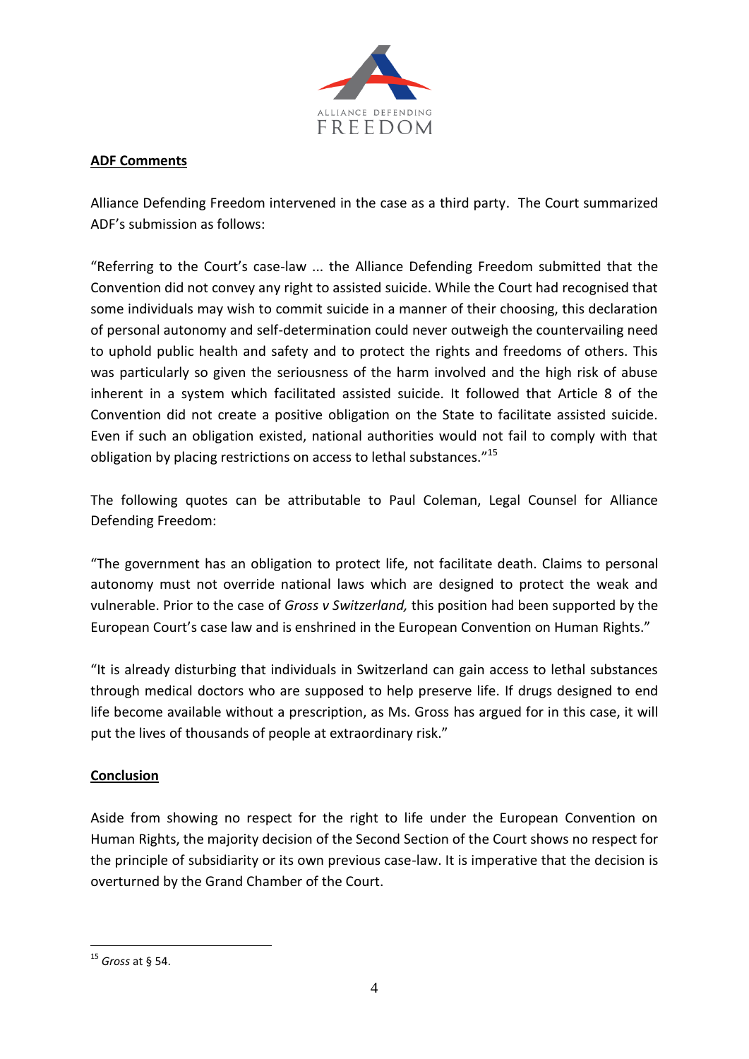ALLIANCE DEFENDING FREEDOM

**ADF Comments**

Alliance Defending Freedom intervened in the case as a third party. The Court summarized ADF's submission as follows:

"Referring to the Court's case-law ... the Alliance Defending Freedom submitted that the Convention did not convey any right to assisted suicide. While the Court had recognised that some individuals may wish to commit suicide in a manner of their choosing, this declaration of personal autonomy and self-determination could never outweigh the countervailing need to uphold public health and safety and to protect the rights and freedoms of others. This was particularly so given the seriousness of the harm involved and the high risk of abuse inherent in a system which facilitated assisted suicide. It followed that Article 8 of the Convention did not create a positive obligation on the State to facilitate assisted suicide. Even if such an obligation existed, national authorities would not fail to comply with that obligation by placing restrictions on access to lethal substances."[15]

The following quotes can be attributable to Paul Coleman, Legal Counsel for Alliance Defending Freedom:

"The government has an obligation to protect life, not facilitate death. Claims to personal autonomy must not override national laws which are designed to protect the weak and vulnerable. Prior to the case of *Gross v Switzerland,* this position had been supported by the European Court's case law and is enshrined in the European Convention on Human Rights."

"It is already disturbing that individuals in Switzerland can gain access to lethal substances through medical doctors who are supposed to help preserve life. If drugs designed to end life become available without a prescription, as Ms. Gross has argued for in this case, it will put the lives of thousands of people at extraordinary risk."

**Conclusion**

Aside from showing no respect for the right to life under the European Convention on Human Rights, the majority decision of the Second Section of the Court shows no respect for the principle of subsidiarity or its own previous case-law. It is imperative that the decision is overturned by the Grand Chamber of the Court.

---

[15] *Gross* at § 54.